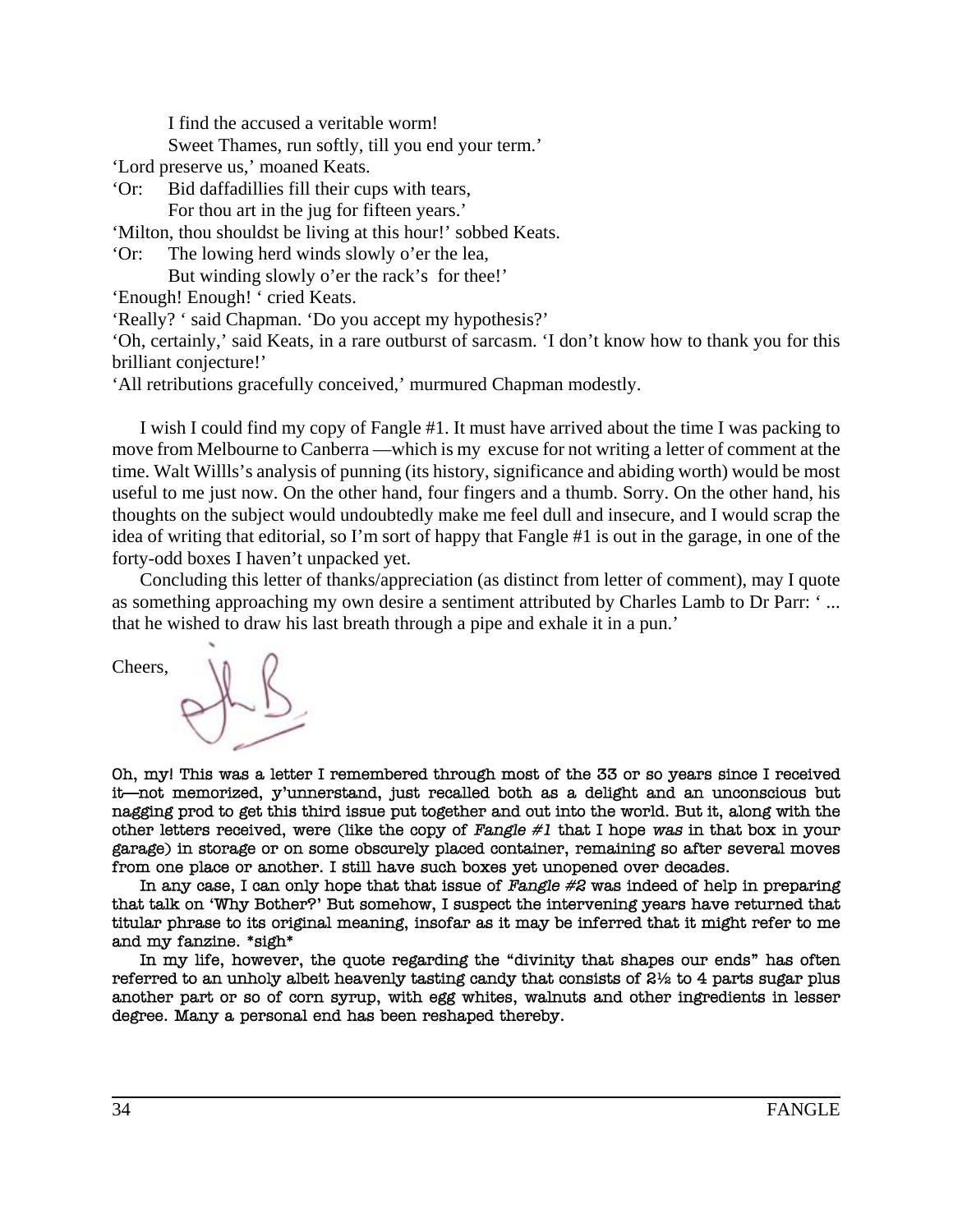I find the accused a veritable worm!
Sweet Thames, run softly, till you end your term.'

'Lord preserve us,' moaned Keats.

'Or: Bid daffadillies fill their cups with tears,
For thou art in the jug for fifteen years.'

'Milton, thou shouldst be living at this hour!' sobbed Keats.

'Or: The lowing herd winds slowly o'er the lea,
But winding slowly o'er the rack's for thee!'

'Enough! Enough! ' cried Keats.

'Really? ' said Chapman. 'Do you accept my hypothesis?'

'Oh, certainly,' said Keats, in a rare outburst of sarcasm. 'I don't know how to thank you for this brilliant conjecture!'

'All retributions gracefully conceived,' murmured Chapman modestly.

I wish I could find my copy of Fangle #1. It must have arrived about the time I was packing to move from Melbourne to Canberra —which is my excuse for not writing a letter of comment at the time. Walt Willls's analysis of punning (its history, significance and abiding worth) would be most useful to me just now. On the other hand, four fingers and a thumb. Sorry. On the other hand, his thoughts on the subject would undoubtedly make me feel dull and insecure, and I would scrap the idea of writing that editorial, so I'm sort of happy that Fangle #1 is out in the garage, in one of the forty-odd boxes I haven't unpacked yet.

Concluding this letter of thanks/appreciation (as distinct from letter of comment), may I quote as something approaching my own desire a sentiment attributed by Charles Lamb to Dr Parr: ' ... that he wished to draw his last breath through a pipe and exhale it in a pun.'

Cheers,

Oh, my! This was a letter I remembered through most of the 33 or so years since I received it—not memorized, y'unnerstand, just recalled both as a delight and an unconscious but nagging prod to get this third issue put together and out into the world. But it, along with the other letters received, were (like the copy of *Fangle #1* that I hope *was* in that box in your garage) in storage or on some obscurely placed container, remaining so after several moves from one place or another. I still have such boxes yet unopened over decades.

In any case, I can only hope that that issue of *Fangle #2* was indeed of help in preparing that talk on 'Why Bother?' But somehow, I suspect the intervening years have returned that titular phrase to its original meaning, insofar as it may be inferred that it might refer to me and my fanzine. *sigh*

In my life, however, the quote regarding the "divinity that shapes our ends" has often referred to an unholy albeit heavenly tasting candy that consists of 2½ to 4 parts sugar plus another part or so of corn syrup, with egg whites, walnuts and other ingredients in lesser degree. Many a personal end has been reshaped thereby.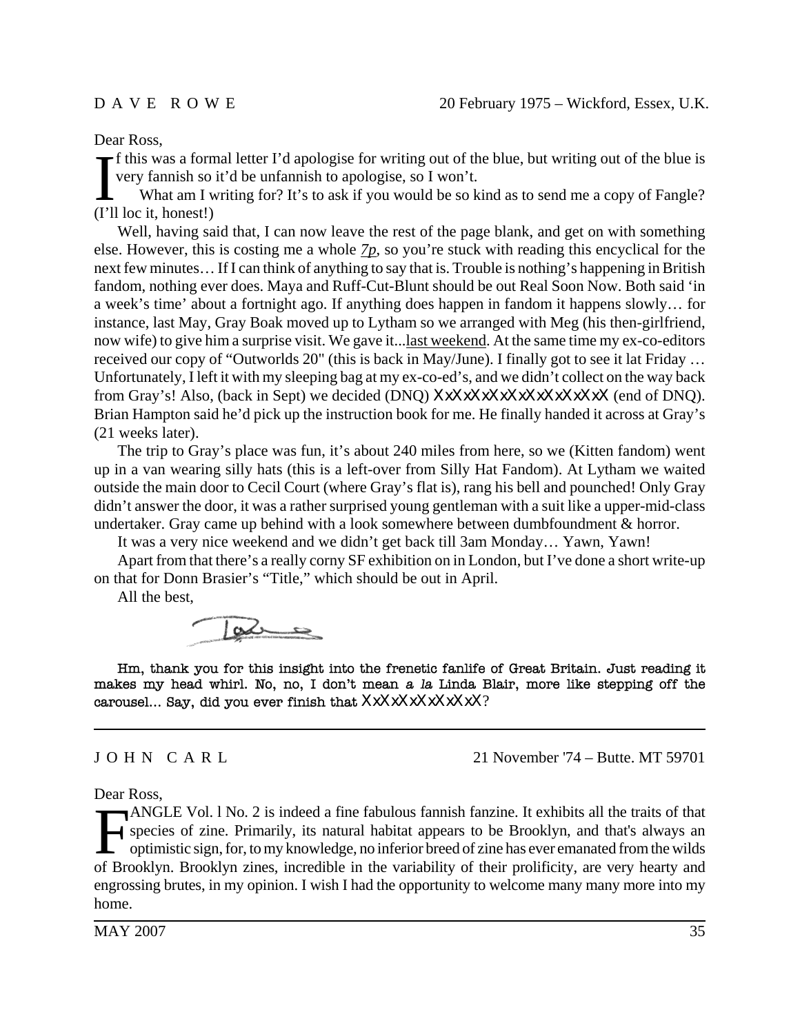DAVE ROWE 20 February 1975 – Wickford, Essex, U.K.

Dear Ross,

If this was a formal letter I'd apologise for writing out of the blue, but writing out of the blue is very fannish so it'd be unfannish to apologise, so I won't.

What am I writing for? It's to ask if you would be so kind as to send me a copy of Fangle? (I'll loc it, honest!)

Well, having said that, I can now leave the rest of the page blank, and get on with something else. However, this is costing me a whole *7p*, so you're stuck with reading this encyclical for the next few minutes… If I can think of anything to say that is. Trouble is nothing's happening in British fandom, nothing ever does. Maya and Ruff-Cut-Blunt should be out Real Soon Now. Both said 'in a week's time' about a fortnight ago. If anything does happen in fandom it happens slowly… for instance, last May, Gray Boak moved up to Lytham so we arranged with Meg (his then-girlfriend, now wife) to give him a surprise visit. We gave it...last weekend. At the same time my ex-co-editors received our copy of "Outworlds 20" (this is back in May/June). I finally got to see it lat Friday … Unfortunately, I left it with my sleeping bag at my ex-co-ed's, and we didn't collect on the way back from Gray's! Also, (back in Sept) we decided (DNQ) XxXxXxXxXxXxXxXxX (end of DNQ). Brian Hampton said he'd pick up the instruction book for me. He finally handed it across at Gray's (21 weeks later).

The trip to Gray's place was fun, it's about 240 miles from here, so we (Kitten fandom) went up in a van wearing silly hats (this is a left-over from Silly Hat Fandom). At Lytham we waited outside the main door to Cecil Court (where Gray's flat is), rang his bell and pounched! Only Gray didn't answer the door, it was a rather surprised young gentleman with a suit like a upper-mid-class undertaker. Gray came up behind with a look somewhere between dumbfoundment & horror.

It was a very nice weekend and we didn't get back till 3am Monday… Yawn, Yawn!

Apart from that there's a really corny SF exhibition on in London, but I've done a short write-up on that for Donn Brasier's "Title," which should be out in April.

All the best,

Dave

Hm, thank you for this insight into the frenetic fanlife of Great Britain. Just reading it makes my head whirl. No, no, I don't mean *a la* Linda Blair, more like stepping off the carousel... Say, did you ever finish that XxXxXxXxXxXxX?

---

JOHN CARL 21 November '74 – Butte. MT 59701

Dear Ross,

FANGLE Vol. l No. 2 is indeed a fine fabulous fannish fanzine. It exhibits all the traits of that species of zine. Primarily, its natural habitat appears to be Brooklyn, and that's always an optimistic sign, for, to my knowledge, no inferior breed of zine has ever emanated from the wilds of Brooklyn. Brooklyn zines, incredible in the variability of their prolificity, are very hearty and engrossing brutes, in my opinion. I wish I had the opportunity to welcome many many more into my home.